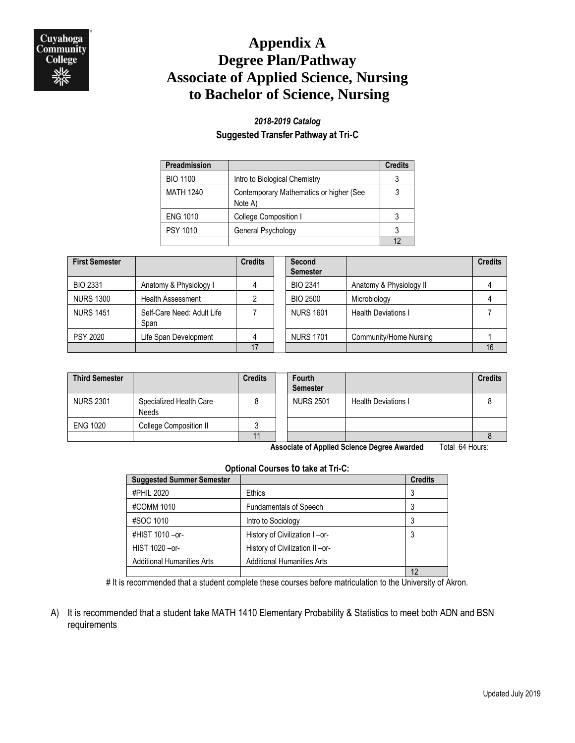Cuyahoga Community College

# Appendix A
# Degree Plan/Pathway
# Associate of Applied Science, Nursing to Bachelor of Science, Nursing

***2018-2019 Catalog***

**Suggested Transfer Pathway at Tri-C**

| Preadmission | | Credits |
|---|---|---|
| BIO 1100 | Intro to Biological Chemistry | 3 |
| MATH 1240 | Contemporary Mathematics or higher (See Note A) | *3* |
| ENG 1010 | College Composition I | 3 |
| PSY 1010 | General Psychology | 3 |
| | | 12 |

| First Semester | | Credits | Second Semester | | Credits |
|---|---|---|---|---|---|
| BIO 2331 | Anatomy & Physiology I | 4 | BIO 2341 | Anatomy & Physiology II | 4 |
| NURS 1300 | Health Assessment | 2 | BIO 2500 | Microbiology | 4 |
| NURS 1451 | Self-Care Need: Adult Life Span | 7 | NURS 1601 | Health Deviations I | 7 |
| PSY 2020 | Life Span Development | 4 | NURS 1701 | Community/Home Nursing | 1 |
| | | 17 | | | 16 |

| Third Semester | | Credits | Fourth Semester | | Credits |
|---|---|---|---|---|---|
| NURS 2301 | Specialized Health Care Needs | 8 | NURS 2501 | Health Deviations I | 8 |
| ENG 1020 | College Composition II | 3 | | | |
| | | 11 | | | 8 |

**Associate of Applied Science Degree Awarded** Total 64 Hours:

**Optional Courses to take at Tri-C:**

| Suggested Summer Semester | | Credits |
|---|---|---|
| #PHIL 2020 | Ethics | 3 |
| #COMM 1010 | Fundamentals of Speech | 3 |
| #SOC 1010 | Intro to Sociology | 3 |
| #HIST 1010 –or-<br>HIST 1020 –or-<br>Additional Humanities Arts | History of Civilization I –or-<br>History of Civilization II –or-<br>Additional Humanities Arts | 3 |
| | | 12 |

# It is recommended that a student complete these courses before matriculation to the University of Akron.

A) It is recommended that a student take MATH 1410 Elementary Probability & Statistics to meet both ADN and BSN requirements

Updated July 2019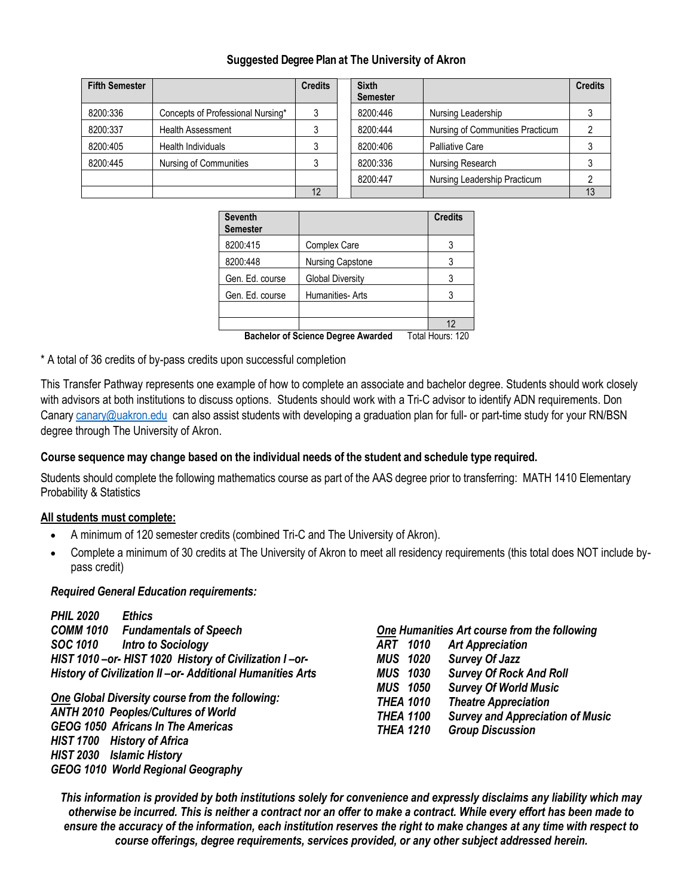## Suggested Degree Plan at The University of Akron

| Fifth Semester | | Credits |
|---|---|---|
| 8200:336 | Concepts of Professional Nursing* | 3 |
| 8200:337 | Health Assessment | 3 |
| 8200:405 | Health Individuals | 3 |
| 8200:445 | Nursing of Communities | 3 |
| | | |
| | | 12 |

| Sixth Semester | | Credits |
|---|---|---|
| 8200:446 | Nursing Leadership | 3 |
| 8200:444 | Nursing of Communities Practicum | 2 |
| 8200:406 | Palliative Care | 3 |
| 8200:336 | Nursing Research | 3 |
| 8200:447 | Nursing Leadership Practicum | 2 |
| | | 13 |

| Seventh Semester | | Credits |
|---|---|---|
| 8200:415 | Complex Care | 3 |
| 8200:448 | Nursing Capstone | 3 |
| Gen. Ed. course | Global Diversity | 3 |
| Gen. Ed. course | Humanities- Arts | 3 |
| | | |
| | | 12 |

**Bachelor of Science Degree Awarded** Total Hours: 120

* A total of 36 credits of by-pass credits upon successful completion

This Transfer Pathway represents one example of how to complete an associate and bachelor degree. Students should work closely with advisors at both institutions to discuss options. Students should work with a Tri-C advisor to identify ADN requirements. Don Canary canary@uakron.edu can also assist students with developing a graduation plan for full- or part-time study for your RN/BSN degree through The University of Akron.

**Course sequence may change based on the individual needs of the student and schedule type required.**

Students should complete the following mathematics course as part of the AAS degree prior to transferring: MATH 1410 Elementary Probability & Statistics

**<u>All students must complete:</u>**

- A minimum of 120 semester credits (combined Tri-C and The University of Akron).
- Complete a minimum of 30 credits at The University of Akron to meet all residency requirements (this total does NOT include by-pass credit)

***Required General Education requirements:***

***PHIL 2020 Ethics***
***COMM 1010 Fundamentals of Speech***
***SOC 1010 Intro to Sociology***
***HIST 1010 –or- HIST 1020 History of Civilization I –or- History of Civilization II –or- Additional Humanities Arts***

***<u>One</u> Global Diversity course from the following:***
***ANTH 2010 Peoples/Cultures of World***
***GEOG 1050 Africans In The Americas***
***HIST 1700 History of Africa***
***HIST 2030 Islamic History***
***GEOG 1010 World Regional Geography***

***<u>One</u> Humanities Art course from the following***
***ART 1010 Art Appreciation***
***MUS 1020 Survey Of Jazz***
***MUS 1030 Survey Of Rock And Roll***
***MUS 1050 Survey Of World Music***
***THEA 1010 Theatre Appreciation***
***THEA 1100 Survey and Appreciation of Music***
***THEA 1210 Group Discussion***

***This information is provided by both institutions solely for convenience and expressly disclaims any liability which may otherwise be incurred. This is neither a contract nor an offer to make a contract. While every effort has been made to ensure the accuracy of the information, each institution reserves the right to make changes at any time with respect to course offerings, degree requirements, services provided, or any other subject addressed herein.***